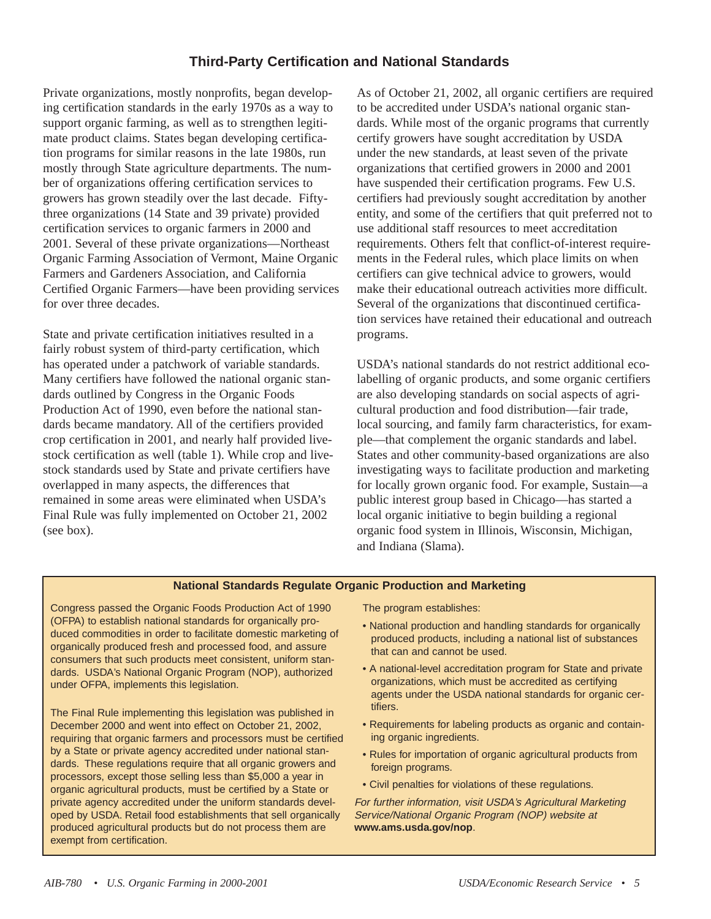## Third-Party Certification and National Standards

Private organizations, mostly nonprofits, began developing certification standards in the early 1970s as a way to support organic farming, as well as to strengthen legitimate product claims. States began developing certification programs for similar reasons in the late 1980s, run mostly through State agriculture departments. The number of organizations offering certification services to growers has grown steadily over the last decade. Fifty-three organizations (14 State and 39 private) provided certification services to organic farmers in 2000 and 2001. Several of these private organizations—Northeast Organic Farming Association of Vermont, Maine Organic Farmers and Gardeners Association, and California Certified Organic Farmers—have been providing services for over three decades.

State and private certification initiatives resulted in a fairly robust system of third-party certification, which has operated under a patchwork of variable standards. Many certifiers have followed the national organic standards outlined by Congress in the Organic Foods Production Act of 1990, even before the national standards became mandatory. All of the certifiers provided crop certification in 2001, and nearly half provided livestock certification as well (table 1). While crop and livestock standards used by State and private certifiers have overlapped in many aspects, the differences that remained in some areas were eliminated when USDA's Final Rule was fully implemented on October 21, 2002 (see box).

As of October 21, 2002, all organic certifiers are required to be accredited under USDA's national organic standards. While most of the organic programs that currently certify growers have sought accreditation by USDA under the new standards, at least seven of the private organizations that certified growers in 2000 and 2001 have suspended their certification programs. Few U.S. certifiers had previously sought accreditation by another entity, and some of the certifiers that quit preferred not to use additional staff resources to meet accreditation requirements. Others felt that conflict-of-interest requirements in the Federal rules, which place limits on when certifiers can give technical advice to growers, would make their educational outreach activities more difficult. Several of the organizations that discontinued certification services have retained their educational and outreach programs.

USDA's national standards do not restrict additional eco-labelling of organic products, and some organic certifiers are also developing standards on social aspects of agricultural production and food distribution—fair trade, local sourcing, and family farm characteristics, for example—that complement the organic standards and label. States and other community-based organizations are also investigating ways to facilitate production and marketing for locally grown organic food. For example, Sustain—a public interest group based in Chicago—has started a local organic initiative to begin building a regional organic food system in Illinois, Wisconsin, Michigan, and Indiana (Slama).

### National Standards Regulate Organic Production and Marketing

Congress passed the Organic Foods Production Act of 1990 (OFPA) to establish national standards for organically produced commodities in order to facilitate domestic marketing of organically produced fresh and processed food, and assure consumers that such products meet consistent, uniform standards. USDA's National Organic Program (NOP), authorized under OFPA, implements this legislation.

The Final Rule implementing this legislation was published in December 2000 and went into effect on October 21, 2002, requiring that organic farmers and processors must be certified by a State or private agency accredited under national standards. These regulations require that all organic growers and processors, except those selling less than $5,000 a year in organic agricultural products, must be certified by a State or private agency accredited under the uniform standards developed by USDA. Retail food establishments that sell organically produced agricultural products but do not process them are exempt from certification.

The program establishes:

- National production and handling standards for organically produced products, including a national list of substances that can and cannot be used.
- A national-level accreditation program for State and private organizations, which must be accredited as certifying agents under the USDA national standards for organic certifiers.
- Requirements for labeling products as organic and containing organic ingredients.
- Rules for importation of organic agricultural products from foreign programs.
- Civil penalties for violations of these regulations.

*For further information, visit USDA's Agricultural Marketing Service/National Organic Program (NOP) website at* **www.ams.usda.gov/nop**.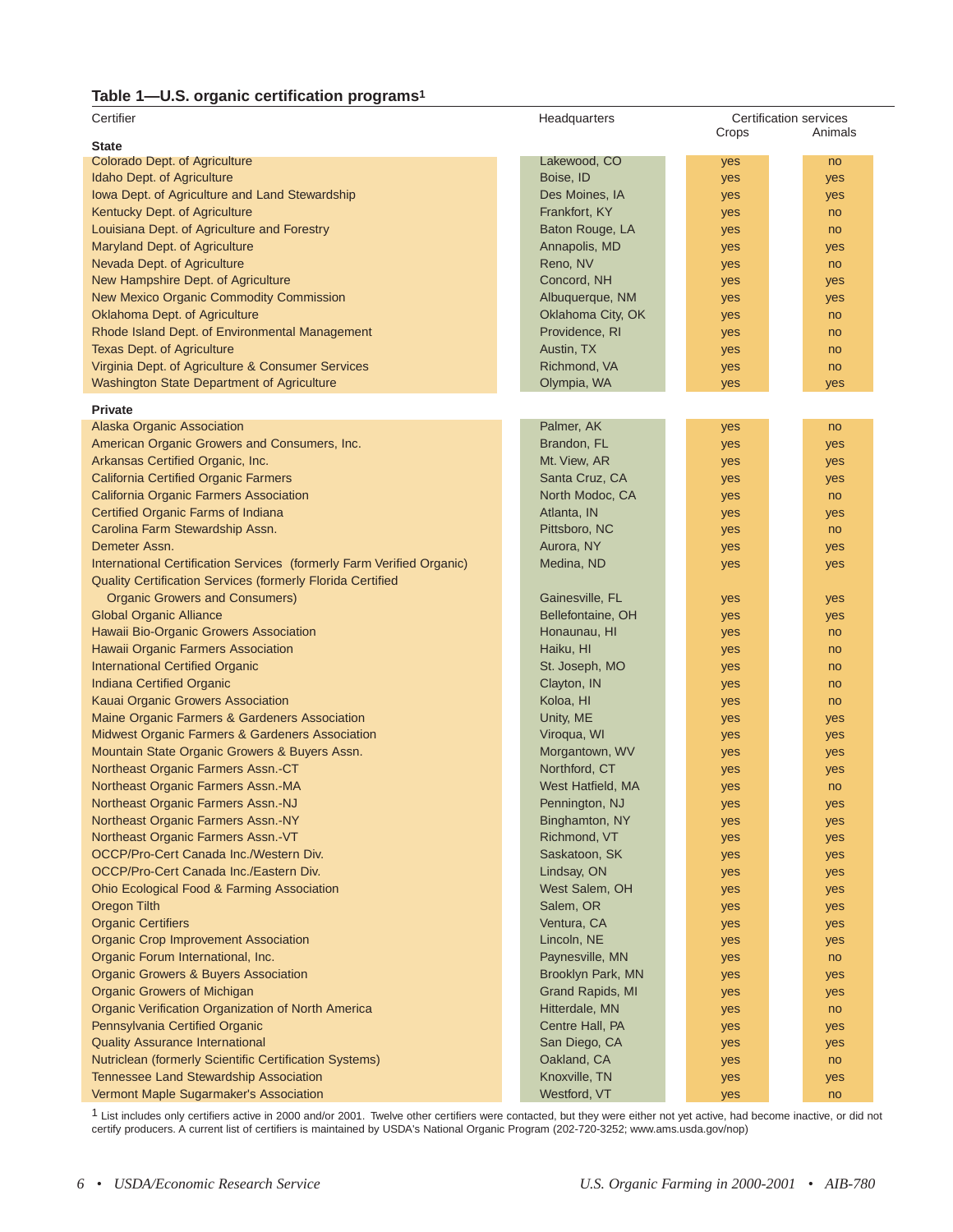**Table 1—U.S. organic certification programs[1]**

| Certifier | Headquarters | Certification services | |
|---|---|---|---|
| | | Crops | Animals |
| **State** | | | |
| Colorado Dept. of Agriculture | Lakewood, CO | yes | no |
| Idaho Dept. of Agriculture | Boise, ID | yes | yes |
| Iowa Dept. of Agriculture and Land Stewardship | Des Moines, IA | yes | yes |
| Kentucky Dept. of Agriculture | Frankfort, KY | yes | no |
| Louisiana Dept. of Agriculture and Forestry | Baton Rouge, LA | yes | no |
| Maryland Dept. of Agriculture | Annapolis, MD | yes | yes |
| Nevada Dept. of Agriculture | Reno, NV | yes | no |
| New Hampshire Dept. of Agriculture | Concord, NH | yes | yes |
| New Mexico Organic Commodity Commission | Albuquerque, NM | yes | yes |
| Oklahoma Dept. of Agriculture | Oklahoma City, OK | yes | no |
| Rhode Island Dept. of Environmental Management | Providence, RI | yes | no |
| Texas Dept. of Agriculture | Austin, TX | yes | no |
| Virginia Dept. of Agriculture & Consumer Services | Richmond, VA | yes | no |
| Washington State Department of Agriculture | Olympia, WA | yes | yes |
| **Private** | | | |
| Alaska Organic Association | Palmer, AK | yes | no |
| American Organic Growers and Consumers, Inc. | Brandon, FL | yes | yes |
| Arkansas Certified Organic, Inc. | Mt. View, AR | yes | yes |
| California Certified Organic Farmers | Santa Cruz, CA | yes | yes |
| California Organic Farmers Association | North Modoc, CA | yes | no |
| Certified Organic Farms of Indiana | Atlanta, IN | yes | yes |
| Carolina Farm Stewardship Assn. | Pittsboro, NC | yes | no |
| Demeter Assn. | Aurora, NY | yes | yes |
| International Certification Services (formerly Farm Verified Organic) | Medina, ND | yes | yes |
| Quality Certification Services (formerly Florida Certified Organic Growers and Consumers) | Gainesville, FL | yes | yes |
| Global Organic Alliance | Bellefontaine, OH | yes | yes |
| Hawaii Bio-Organic Growers Association | Honaunau, HI | yes | no |
| Hawaii Organic Farmers Association | Haiku, HI | yes | no |
| International Certified Organic | St. Joseph, MO | yes | no |
| Indiana Certified Organic | Clayton, IN | yes | no |
| Kauai Organic Growers Association | Koloa, HI | yes | no |
| Maine Organic Farmers & Gardeners Association | Unity, ME | yes | yes |
| Midwest Organic Farmers & Gardeners Association | Viroqua, WI | yes | yes |
| Mountain State Organic Growers & Buyers Assn. | Morgantown, WV | yes | yes |
| Northeast Organic Farmers Assn.-CT | Northford, CT | yes | yes |
| Northeast Organic Farmers Assn.-MA | West Hatfield, MA | yes | no |
| Northeast Organic Farmers Assn.-NJ | Pennington, NJ | yes | yes |
| Northeast Organic Farmers Assn.-NY | Binghamton, NY | yes | yes |
| Northeast Organic Farmers Assn.-VT | Richmond, VT | yes | yes |
| OCCP/Pro-Cert Canada Inc./Western Div. | Saskatoon, SK | yes | yes |
| OCCP/Pro-Cert Canada Inc./Eastern Div. | Lindsay, ON | yes | yes |
| Ohio Ecological Food & Farming Association | West Salem, OH | yes | yes |
| Oregon Tilth | Salem, OR | yes | yes |
| Organic Certifiers | Ventura, CA | yes | yes |
| Organic Crop Improvement Association | Lincoln, NE | yes | yes |
| Organic Forum International, Inc. | Paynesville, MN | yes | no |
| Organic Growers & Buyers Association | Brooklyn Park, MN | yes | yes |
| Organic Growers of Michigan | Grand Rapids, MI | yes | yes |
| Organic Verification Organization of North America | Hitterdale, MN | yes | no |
| Pennsylvania Certified Organic | Centre Hall, PA | yes | yes |
| Quality Assurance International | San Diego, CA | yes | yes |
| Nutriclean (formerly Scientific Certification Systems) | Oakland, CA | yes | no |
| Tennessee Land Stewardship Association | Knoxville, TN | yes | yes |
| Vermont Maple Sugarmaker's Association | Westford, VT | yes | no |

[1] List includes only certifiers active in 2000 and/or 2001. Twelve other certifiers were contacted, but they were either not yet active, had become inactive, or did not certify producers. A current list of certifiers is maintained by USDA's National Organic Program (202-720-3252; www.ams.usda.gov/nop)